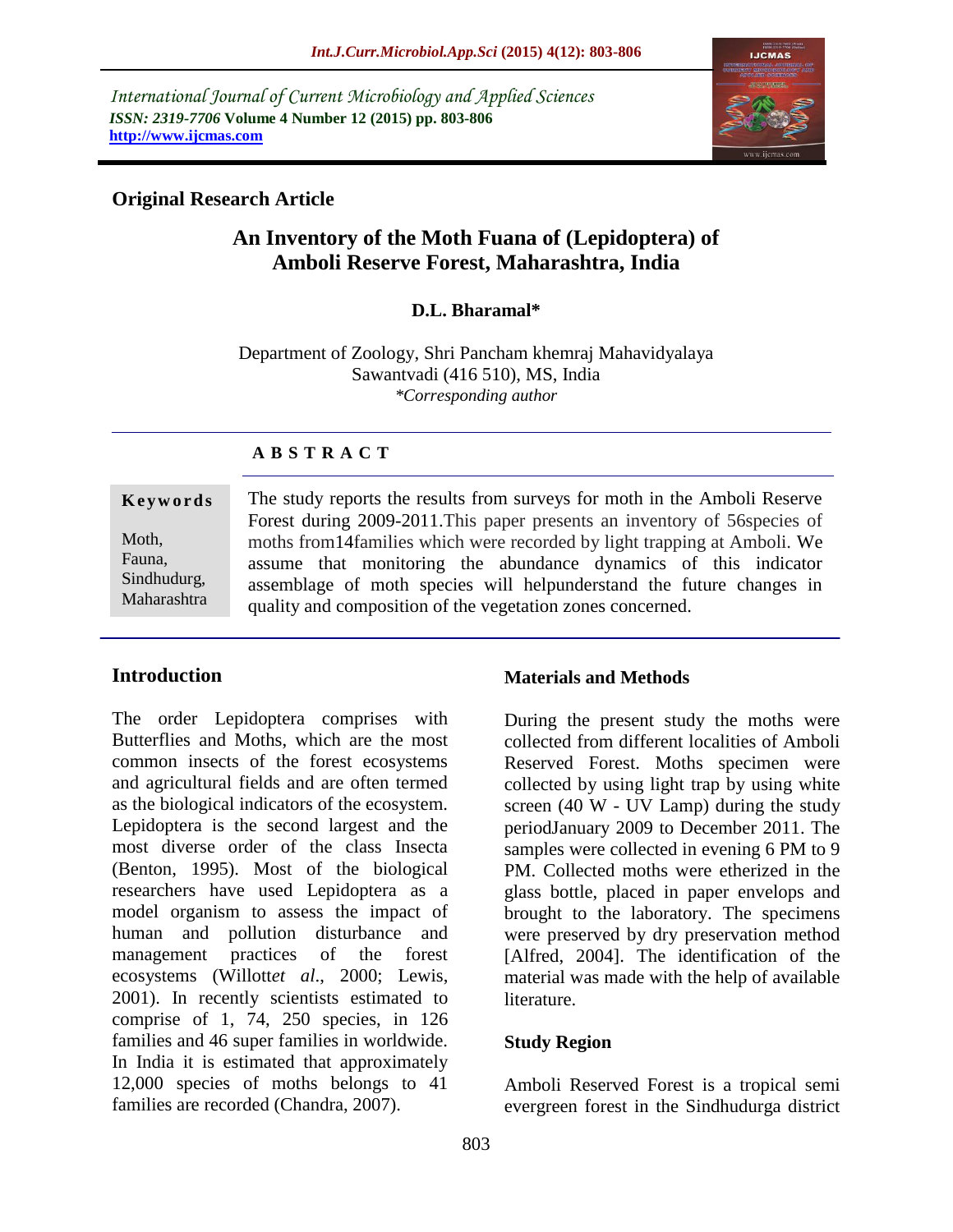International Journal of Current Microbiology and Applied Sciences
*ISSN: 2319-7706* **Volume 4 Number 12 (2015) pp. 803-806**
**http://www.ijcmas.com**

**Original Research Article**

# An Inventory of the Moth Fuana of (Lepidoptera) of Amboli Reserve Forest, Maharashtra, India

**D.L. Bharamal***

Department of Zoology, Shri Pancham khemraj Mahavidyalaya
Sawantvadi (416 510), MS, India
*\*Corresponding author*

## A B S T R A C T

**Keywords**

Moth, Fauna, Sindhudurg, Maharashtra

The study reports the results from surveys for moth in the Amboli Reserve Forest during 2009-2011.This paper presents an inventory of 56species of moths from14families which were recorded by light trapping at Amboli. We assume that monitoring the abundance dynamics of this indicator assemblage of moth species will helpunderstand the future changes in quality and composition of the vegetation zones concerned.

## Introduction

The order Lepidoptera comprises with Butterflies and Moths, which are the most common insects of the forest ecosystems and agricultural fields and are often termed as the biological indicators of the ecosystem. Lepidoptera is the second largest and the most diverse order of the class Insecta (Benton, 1995). Most of the biological researchers have used Lepidoptera as a model organism to assess the impact of human and pollution disturbance and management practices of the forest ecosystems (Willott*et al*., 2000; Lewis, 2001). In recently scientists estimated to comprise of 1, 74, 250 species, in 126 families and 46 super families in worldwide. In India it is estimated that approximately 12,000 species of moths belongs to 41 families are recorded (Chandra, 2007).

## Materials and Methods

During the present study the moths were collected from different localities of Amboli Reserved Forest. Moths specimen were collected by using light trap by using white screen (40 W - UV Lamp) during the study periodJanuary 2009 to December 2011. The samples were collected in evening 6 PM to 9 PM. Collected moths were etherized in the glass bottle, placed in paper envelops and brought to the laboratory. The specimens were preserved by dry preservation method [Alfred, 2004]. The identification of the material was made with the help of available literature.

### Study Region

Amboli Reserved Forest is a tropical semi evergreen forest in the Sindhudurga district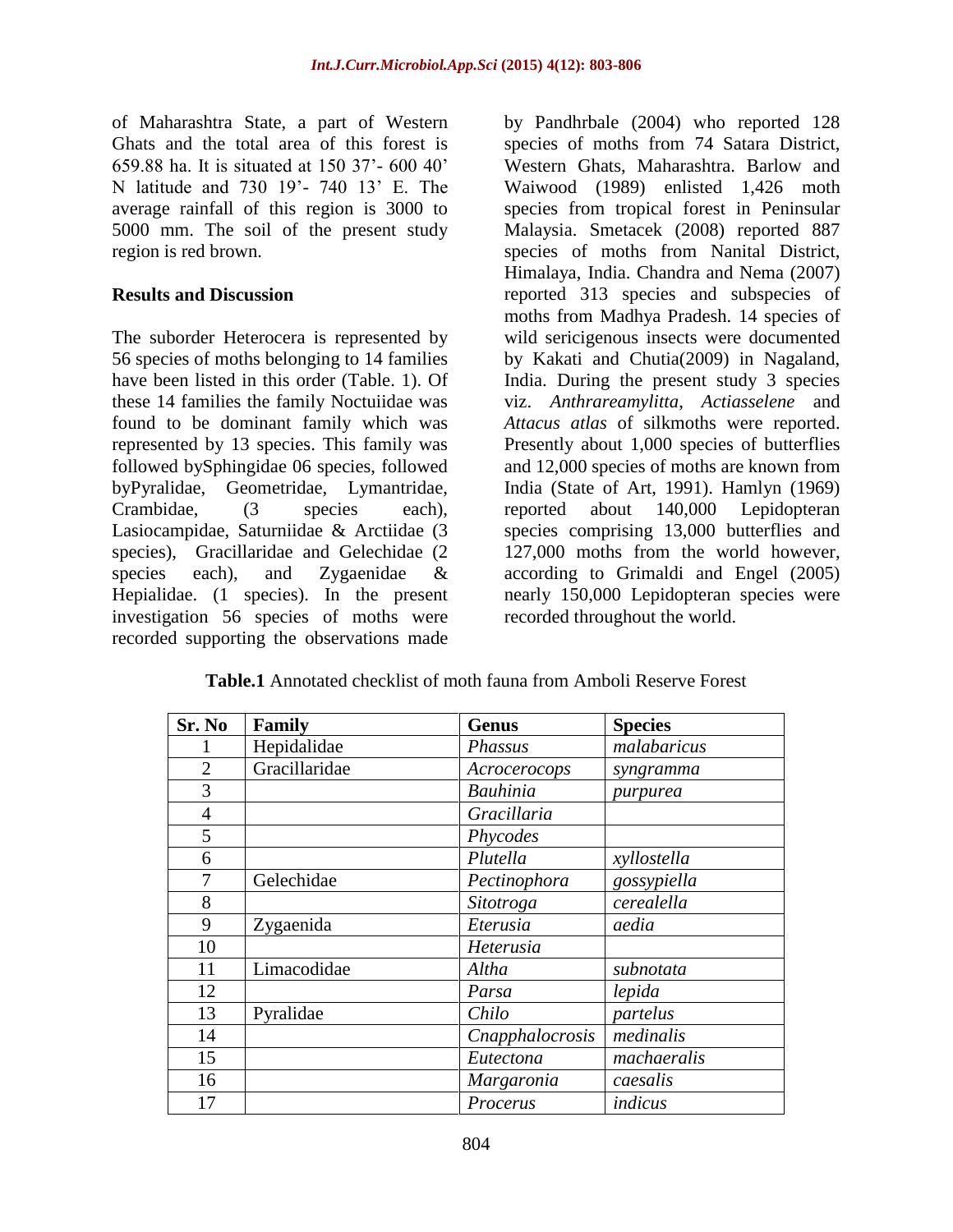of Maharashtra State, a part of Western Ghats and the total area of this forest is 659.88 ha. It is situated at 150 37'- 600 40' N latitude and 730 19'- 740 13' E. The average rainfall of this region is 3000 to 5000 mm. The soil of the present study region is red brown.

## Results and Discussion

The suborder Heterocera is represented by 56 species of moths belonging to 14 families have been listed in this order (Table. 1). Of these 14 families the family Noctuiidae was found to be dominant family which was represented by 13 species. This family was followed bySphingidae 06 species, followed byPyralidae, Geometridae, Lymantridae, Crambidae, (3 species each), Lasiocampidae, Saturniidae & Arctiidae (3 species), Gracillaridae and Gelechidae (2 species each), and Zygaenidae & Hepialidae. (1 species). In the present investigation 56 species of moths were recorded supporting the observations made by Pandhrbale (2004) who reported 128 species of moths from 74 Satara District, Western Ghats, Maharashtra. Barlow and Waiwood (1989) enlisted 1,426 moth species from tropical forest in Peninsular Malaysia. Smetacek (2008) reported 887 species of moths from Nanital District, Himalaya, India. Chandra and Nema (2007) reported 313 species and subspecies of moths from Madhya Pradesh. 14 species of wild sericigenous insects were documented by Kakati and Chutia(2009) in Nagaland, India. During the present study 3 species viz. *Anthrareamylitta*, *Actiasselene* and *Attacus atlas* of silkmoths were reported. Presently about 1,000 species of butterflies and 12,000 species of moths are known from India (State of Art, 1991). Hamlyn (1969) reported about 140,000 Lepidopteran species comprising 13,000 butterflies and 127,000 moths from the world however, according to Grimaldi and Engel (2005) nearly 150,000 Lepidopteran species were recorded throughout the world.

**Table.1** Annotated checklist of moth fauna from Amboli Reserve Forest

| Sr. No | Family | Genus | Species |
|---|---|---|---|
| 1 | Hepidalidae | *Phassus* | *malabaricus* |
| 2 | Gracillaridae | *Acrocerocops* | *syngramma* |
| 3 | | *Bauhinia* | *purpurea* |
| 4 | | *Gracillaria* | |
| 5 | | *Phycodes* | |
| 6 | | *Plutella* | *xyllostella* |
| 7 | Gelechidae | *Pectinophora* | *gossypiella* |
| 8 | | *Sitotroga* | *cerealella* |
| 9 | Zygaenida | *Eterusia* | *aedia* |
| 10 | | *Heterusia* | |
| 11 | Limacodidae | *Altha* | *subnotata* |
| 12 | | *Parsa* | *lepida* |
| 13 | Pyralidae | *Chilo* | *partelus* |
| 14 | | *Cnapphalocrosis* | *medinalis* |
| 15 | | *Eutectona* | *machaeralis* |
| 16 | | *Margaronia* | *caesalis* |
| 17 | | *Procerus* | *indicus* |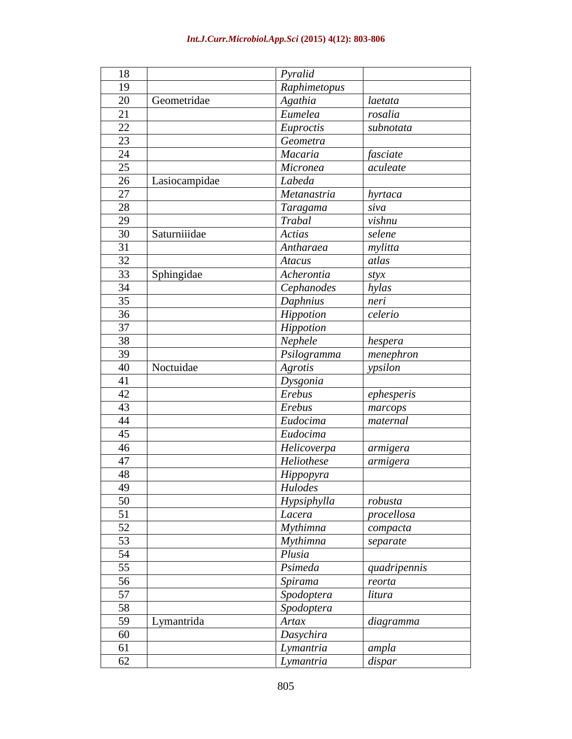| 18 | | *Pyralid* | |
|---|---|---|---|
| 19 | | *Raphimetopus* | |
| 20 | Geometridae | *Agathia* | *laetata* |
| 21 | | *Eumelea* | *rosalia* |
| 22 | | *Euproctis* | *subnotata* |
| 23 | | *Geometra* | |
| 24 | | *Macaria* | *fasciate* |
| 25 | | *Micronea* | *aculeate* |
| 26 | Lasiocampidae | *Labeda* | |
| 27 | | *Metanastria* | *hyrtaca* |
| 28 | | *Taragama* | *siva* |
| 29 | | *Trabal* | *vishnu* |
| 30 | Saturniiidae | *Actias* | *selene* |
| 31 | | *Antharaea* | *mylitta* |
| 32 | | *Atacus* | *atlas* |
| 33 | Sphingidae | *Acherontia* | *styx* |
| 34 | | *Cephanodes* | *hylas* |
| 35 | | *Daphnius* | *neri* |
| 36 | | *Hippotion* | *celerio* |
| 37 | | *Hippotion* | |
| 38 | | *Nephele* | *hespera* |
| 39 | | *Psilogramma* | *menephron* |
| 40 | Noctuidae | *Agrotis* | *ypsilon* |
| 41 | | *Dysgonia* | |
| 42 | | *Erebus* | *ephesperis* |
| 43 | | *Erebus* | *marcops* |
| 44 | | *Eudocima* | *maternal* |
| 45 | | *Eudocima* | |
| 46 | | *Helicoverpa* | *armigera* |
| 47 | | *Heliothese* | *armigera* |
| 48 | | *Hippopyra* | |
| 49 | | *Hulodes* | |
| 50 | | *Hypsiphylla* | *robusta* |
| 51 | | *Lacera* | *procellosa* |
| 52 | | *Mythimna* | *compacta* |
| 53 | | *Mythimna* | *separate* |
| 54 | | *Plusia* | |
| 55 | | *Psimeda* | *quadripennis* |
| 56 | | *Spirama* | *reorta* |
| 57 | | *Spodoptera* | *litura* |
| 58 | | *Spodoptera* | |
| 59 | Lymantrida | *Artax* | *diagramma* |
| 60 | | *Dasychira* | |
| 61 | | *Lymantria* | *ampla* |
| 62 | | *Lymantria* | *dispar* |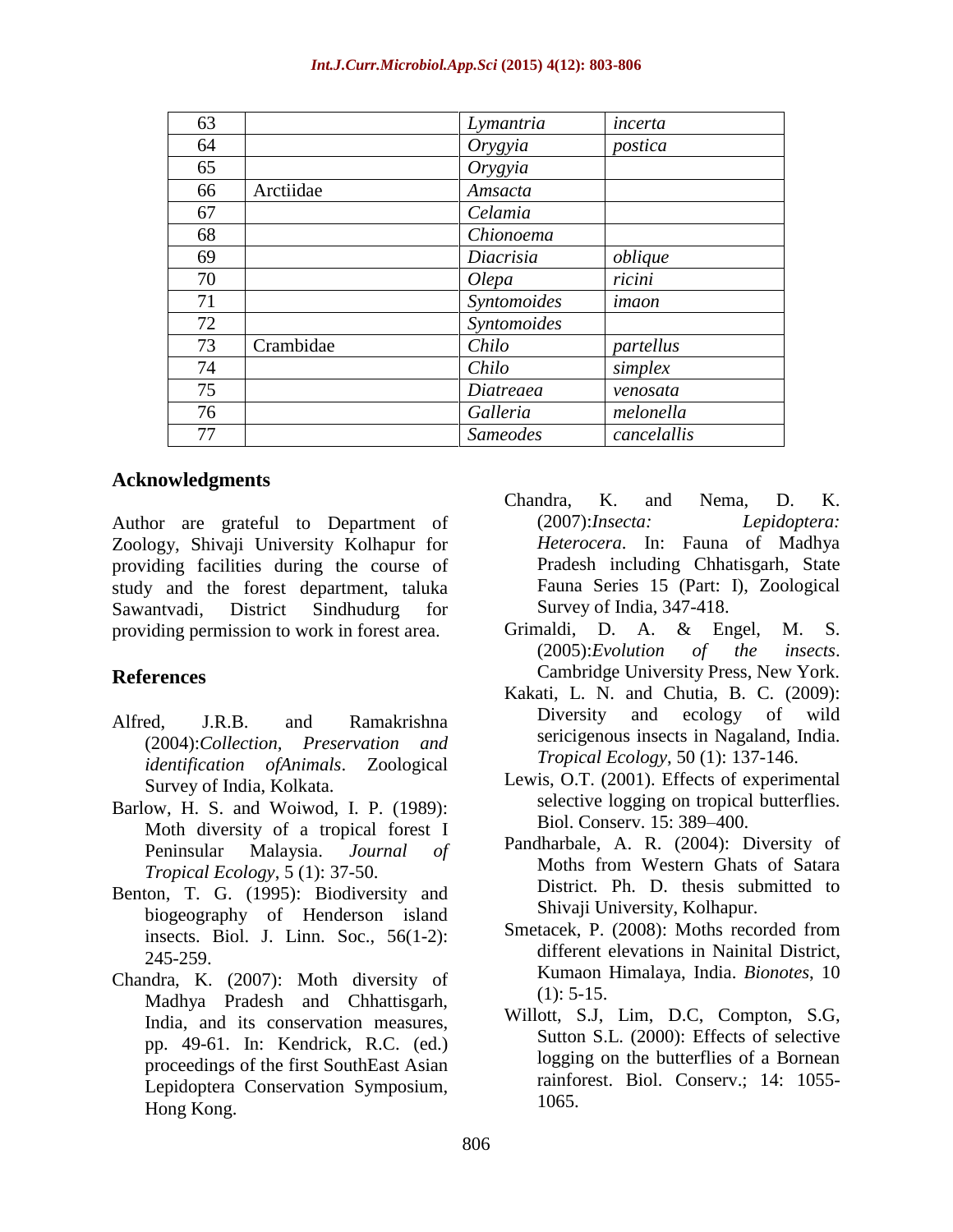| | | | |
|---|---|---|---|
| 63 | | *Lymantria* | *incerta* |
| 64 | | *Orygyia* | *postica* |
| 65 | | *Orygyia* | |
| 66 | Arctiidae | *Amsacta* | |
| 67 | | *Celamia* | |
| 68 | | *Chionoema* | |
| 69 | | *Diacrisia* | *oblique* |
| 70 | | *Olepa* | *ricini* |
| 71 | | *Syntomoides* | *imaon* |
| 72 | | *Syntomoides* | |
| 73 | Crambidae | *Chilo* | *partellus* |
| 74 | | *Chilo* | *simplex* |
| 75 | | *Diatreaea* | *venosata* |
| 76 | | *Galleria* | *melonella* |
| 77 | | *Sameodes* | *cancelallis* |

## Acknowledgments

Author are grateful to Department of Zoology, Shivaji University Kolhapur for providing facilities during the course of study and the forest department, taluka Sawantvadi, District Sindhudurg for providing permission to work in forest area.

## References

- Alfred, J.R.B. and Ramakrishna (2004):*Collection, Preservation and identification ofAnimals*. Zoological Survey of India, Kolkata.
- Barlow, H. S. and Woiwod, I. P. (1989): Moth diversity of a tropical forest I Peninsular Malaysia. *Journal of Tropical Ecology*, 5 (1): 37-50.
- Benton, T. G. (1995): Biodiversity and biogeography of Henderson island insects. Biol. J. Linn. Soc., 56(1-2): 245-259.
- Chandra, K. (2007): Moth diversity of Madhya Pradesh and Chhattisgarh, India, and its conservation measures, pp. 49-61. In: Kendrick, R.C. (ed.) proceedings of the first SouthEast Asian Lepidoptera Conservation Symposium, Hong Kong.
- Chandra, K. and Nema, D. K. (2007):*Insecta: Lepidoptera: Heterocera*. In: Fauna of Madhya Pradesh including Chhatisgarh, State Fauna Series 15 (Part: I), Zoological Survey of India, 347-418.
- Grimaldi, D. A. & Engel, M. S. (2005):*Evolution of the insects*. Cambridge University Press, New York.
- Kakati, L. N. and Chutia, B. C. (2009): Diversity and ecology of wild sericigenous insects in Nagaland, India. *Tropical Ecology*, 50 (1): 137-146.
- Lewis, O.T. (2001). Effects of experimental selective logging on tropical butterflies. Biol. Conserv. 15: 389–400.
- Pandharbale, A. R. (2004): Diversity of Moths from Western Ghats of Satara District. Ph. D. thesis submitted to Shivaji University, Kolhapur.
- Smetacek, P. (2008): Moths recorded from different elevations in Nainital District, Kumaon Himalaya, India. *Bionotes*, 10 (1): 5-15.
- Willott, S.J, Lim, D.C, Compton, S.G, Sutton S.L. (2000): Effects of selective logging on the butterflies of a Bornean rainforest. Biol. Conserv.; 14: 1055-1065.